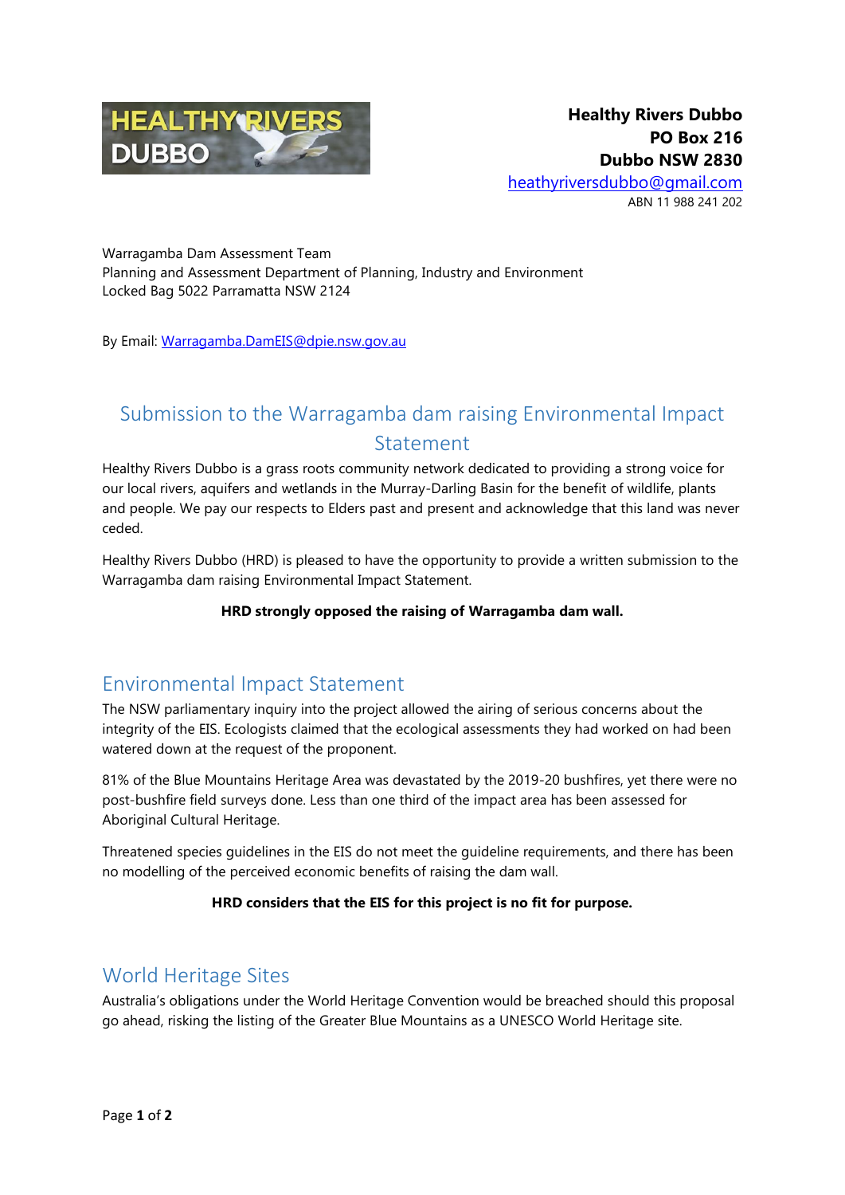**Healthy Rivers Dubbo**
**PO Box 216**
**Dubbo NSW 2830**
heathyriversdubbo@gmail.com
ABN 11 988 241 202

Warragamba Dam Assessment Team
Planning and Assessment Department of Planning, Industry and Environment
Locked Bag 5022 Parramatta NSW 2124

By Email: Warragamba.DamEIS@dpie.nsw.gov.au

# Submission to the Warragamba dam raising Environmental Impact Statement

Healthy Rivers Dubbo is a grass roots community network dedicated to providing a strong voice for our local rivers, aquifers and wetlands in the Murray-Darling Basin for the benefit of wildlife, plants and people. We pay our respects to Elders past and present and acknowledge that this land was never ceded.

Healthy Rivers Dubbo (HRD) is pleased to have the opportunity to provide a written submission to the Warragamba dam raising Environmental Impact Statement.

**HRD strongly opposed the raising of Warragamba dam wall.**

## Environmental Impact Statement

The NSW parliamentary inquiry into the project allowed the airing of serious concerns about the integrity of the EIS. Ecologists claimed that the ecological assessments they had worked on had been watered down at the request of the proponent.

81% of the Blue Mountains Heritage Area was devastated by the 2019-20 bushfires, yet there were no post-bushfire field surveys done. Less than one third of the impact area has been assessed for Aboriginal Cultural Heritage.

Threatened species guidelines in the EIS do not meet the guideline requirements, and there has been no modelling of the perceived economic benefits of raising the dam wall.

**HRD considers that the EIS for this project is no fit for purpose.**

## World Heritage Sites

Australia's obligations under the World Heritage Convention would be breached should this proposal go ahead, risking the listing of the Greater Blue Mountains as a UNESCO World Heritage site.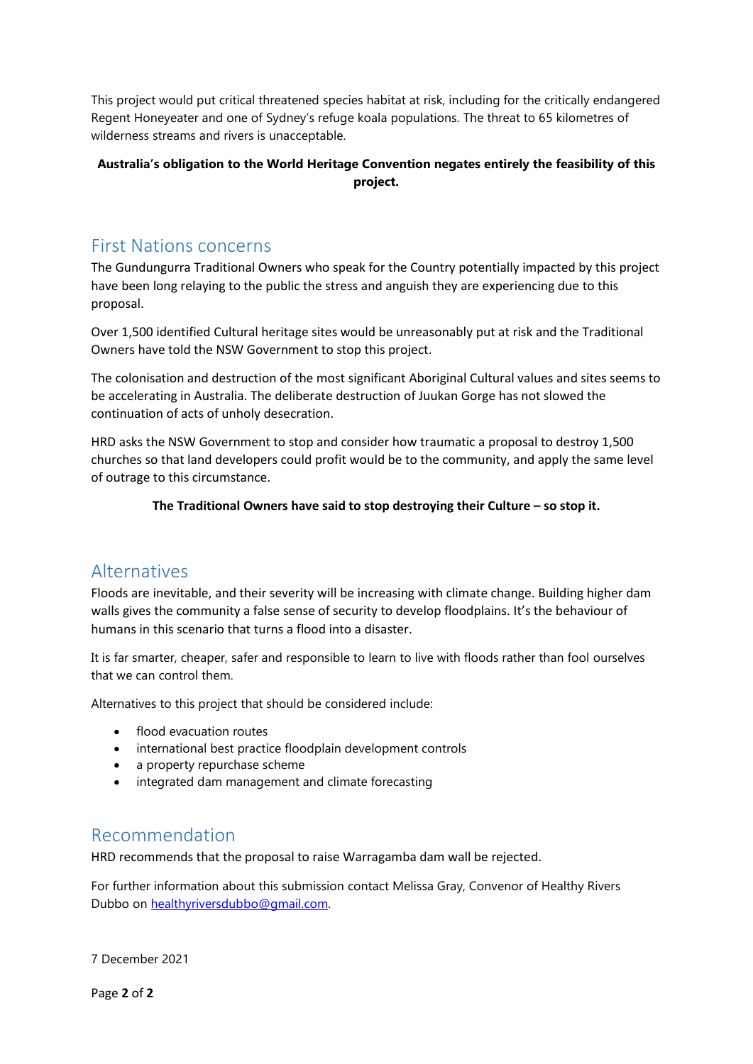This project would put critical threatened species habitat at risk, including for the critically endangered Regent Honeyeater and one of Sydney's refuge koala populations. The threat to 65 kilometres of wilderness streams and rivers is unacceptable.

**Australia's obligation to the World Heritage Convention negates entirely the feasibility of this project.**

## First Nations concerns

The Gundungurra Traditional Owners who speak for the Country potentially impacted by this project have been long relaying to the public the stress and anguish they are experiencing due to this proposal.

Over 1,500 identified Cultural heritage sites would be unreasonably put at risk and the Traditional Owners have told the NSW Government to stop this project.

The colonisation and destruction of the most significant Aboriginal Cultural values and sites seems to be accelerating in Australia. The deliberate destruction of Juukan Gorge has not slowed the continuation of acts of unholy desecration.

HRD asks the NSW Government to stop and consider how traumatic a proposal to destroy 1,500 churches so that land developers could profit would be to the community, and apply the same level of outrage to this circumstance.

**The Traditional Owners have said to stop destroying their Culture – so stop it.**

## Alternatives

Floods are inevitable, and their severity will be increasing with climate change. Building higher dam walls gives the community a false sense of security to develop floodplains. It's the behaviour of humans in this scenario that turns a flood into a disaster.

It is far smarter, cheaper, safer and responsible to learn to live with floods rather than fool ourselves that we can control them.

Alternatives to this project that should be considered include:

- flood evacuation routes
- international best practice floodplain development controls
- a property repurchase scheme
- integrated dam management and climate forecasting

## Recommendation

HRD recommends that the proposal to raise Warragamba dam wall be rejected.

For further information about this submission contact Melissa Gray, Convenor of Healthy Rivers Dubbo on healthyriversdubbo@gmail.com.

7 December 2021